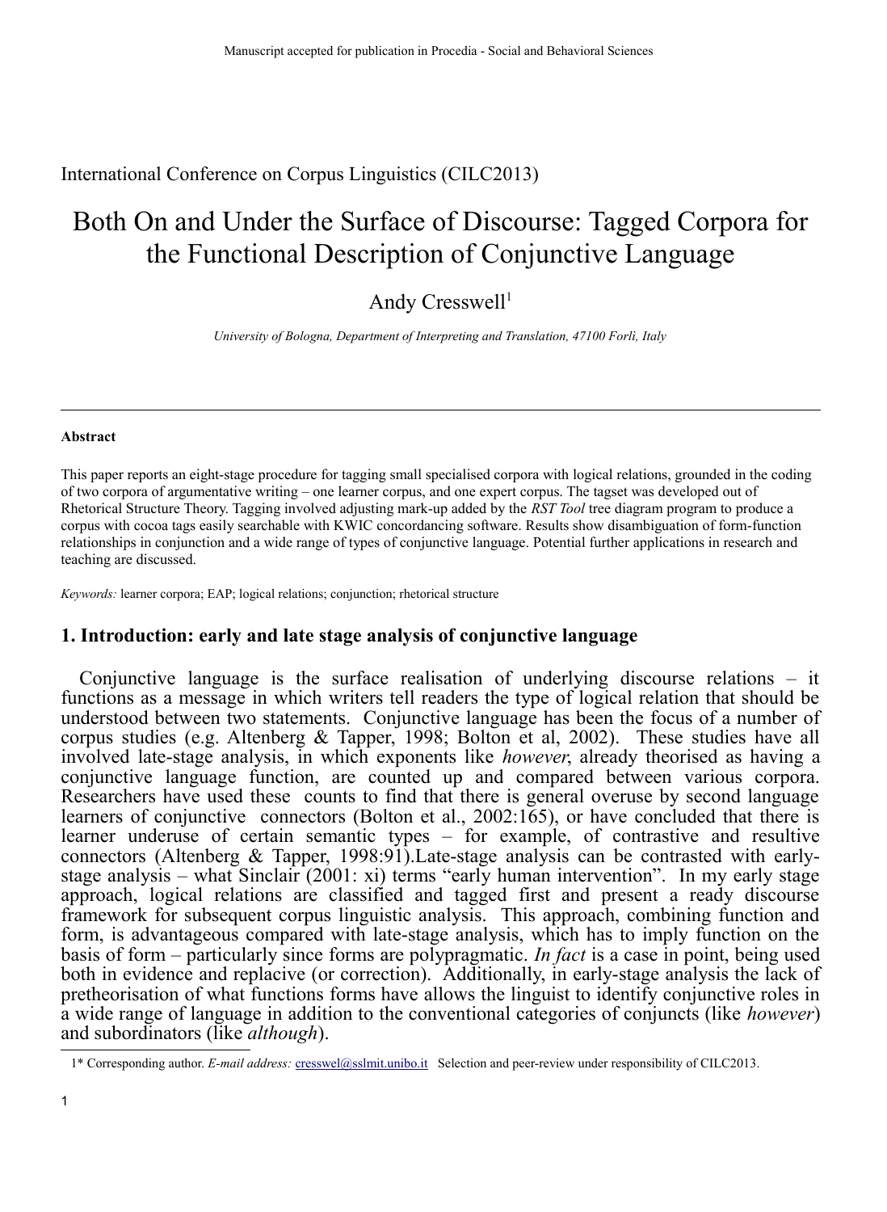Manuscript accepted for publication in Procedia - Social and Behavioral Sciences

International Conference on Corpus Linguistics (CILC2013)

# Both On and Under the Surface of Discourse: Tagged Corpora for the Functional Description of Conjunctive Language

Andy Cresswell[1]

*University of Bologna, Department of Interpreting and Translation, 47100 Forlì, Italy*

---

**Abstract**

This paper reports an eight-stage procedure for tagging small specialised corpora with logical relations, grounded in the coding of two corpora of argumentative writing – one learner corpus, and one expert corpus. The tagset was developed out of Rhetorical Structure Theory. Tagging involved adjusting mark-up added by the *RST Tool* tree diagram program to produce a corpus with cocoa tags easily searchable with KWIC concordancing software. Results show disambiguation of form-function relationships in conjunction and a wide range of types of conjunctive language. Potential further applications in research and teaching are discussed.

*Keywords:* learner corpora; EAP; logical relations; conjunction; rhetorical structure

## 1. Introduction: early and late stage analysis of conjunctive language

Conjunctive language is the surface realisation of underlying discourse relations – it functions as a message in which writers tell readers the type of logical relation that should be understood between two statements. Conjunctive language has been the focus of a number of corpus studies (e.g. Altenberg & Tapper, 1998; Bolton et al, 2002). These studies have all involved late-stage analysis, in which exponents like *however*, already theorised as having a conjunctive language function, are counted up and compared between various corpora. Researchers have used these counts to find that there is general overuse by second language learners of conjunctive connectors (Bolton et al., 2002:165), or have concluded that there is learner underuse of certain semantic types – for example, of contrastive and resultive connectors (Altenberg & Tapper, 1998:91).Late-stage analysis can be contrasted with early-stage analysis – what Sinclair (2001: xi) terms "early human intervention". In my early stage approach, logical relations are classified and tagged first and present a ready discourse framework for subsequent corpus linguistic analysis. This approach, combining function and form, is advantageous compared with late-stage analysis, which has to imply function on the basis of form – particularly since forms are polypragmatic. *In fact* is a case in point, being used both in evidence and replacive (or correction). Additionally, in early-stage analysis the lack of pretheorisation of what functions forms have allows the linguist to identify conjunctive roles in a wide range of language in addition to the conventional categories of conjuncts (like *however*) and subordinators (like *although*).

---

[1]* Corresponding author. *E-mail address:* cresswel@sslmit.unibo.it Selection and peer-review under responsibility of CILC2013.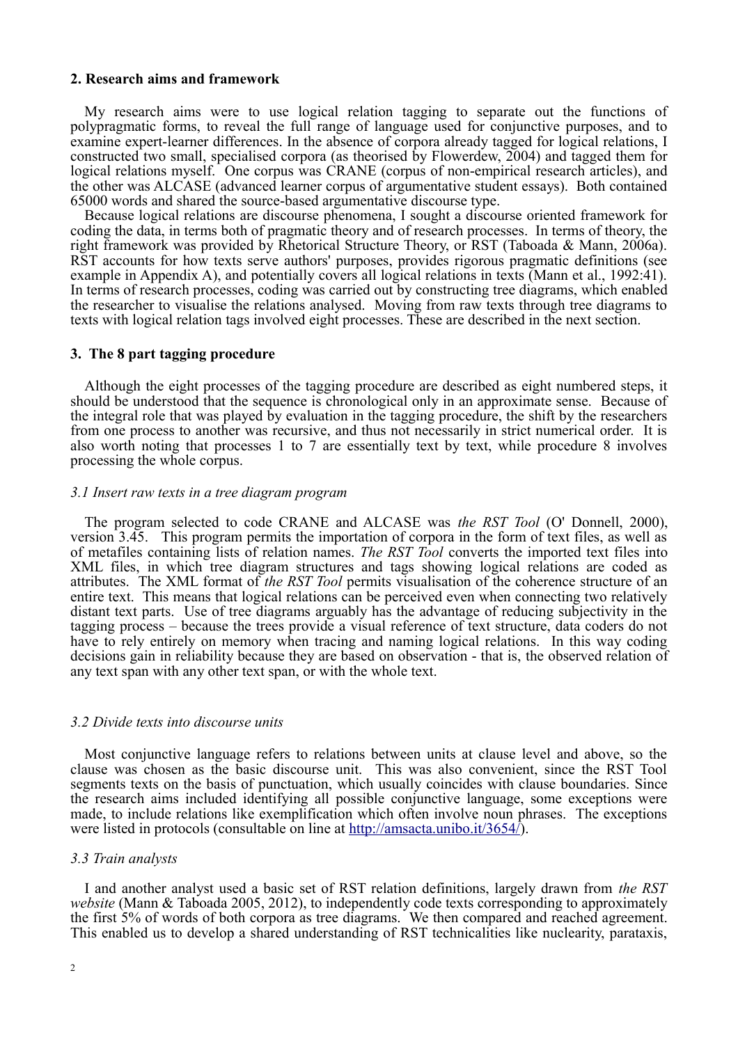## 2. Research aims and framework

My research aims were to use logical relation tagging to separate out the functions of polypragmatic forms, to reveal the full range of language used for conjunctive purposes, and to examine expert-learner differences. In the absence of corpora already tagged for logical relations, I constructed two small, specialised corpora (as theorised by Flowerdew, 2004) and tagged them for logical relations myself. One corpus was CRANE (corpus of non-empirical research articles), and the other was ALCASE (advanced learner corpus of argumentative student essays). Both contained 65000 words and shared the source-based argumentative discourse type.

Because logical relations are discourse phenomena, I sought a discourse oriented framework for coding the data, in terms both of pragmatic theory and of research processes. In terms of theory, the right framework was provided by Rhetorical Structure Theory, or RST (Taboada & Mann, 2006a). RST accounts for how texts serve authors' purposes, provides rigorous pragmatic definitions (see example in Appendix A), and potentially covers all logical relations in texts (Mann et al., 1992:41). In terms of research processes, coding was carried out by constructing tree diagrams, which enabled the researcher to visualise the relations analysed. Moving from raw texts through tree diagrams to texts with logical relation tags involved eight processes. These are described in the next section.

## 3. The 8 part tagging procedure

Although the eight processes of the tagging procedure are described as eight numbered steps, it should be understood that the sequence is chronological only in an approximate sense. Because of the integral role that was played by evaluation in the tagging procedure, the shift by the researchers from one process to another was recursive, and thus not necessarily in strict numerical order. It is also worth noting that processes 1 to 7 are essentially text by text, while procedure 8 involves processing the whole corpus.

### *3.1 Insert raw texts in a tree diagram program*

The program selected to code CRANE and ALCASE was *the RST Tool* (O' Donnell, 2000), version 3.45. This program permits the importation of corpora in the form of text files, as well as of metafiles containing lists of relation names. *The RST Tool* converts the imported text files into XML files, in which tree diagram structures and tags showing logical relations are coded as attributes. The XML format of *the RST Tool* permits visualisation of the coherence structure of an entire text. This means that logical relations can be perceived even when connecting two relatively distant text parts. Use of tree diagrams arguably has the advantage of reducing subjectivity in the tagging process – because the trees provide a visual reference of text structure, data coders do not have to rely entirely on memory when tracing and naming logical relations. In this way coding decisions gain in reliability because they are based on observation - that is, the observed relation of any text span with any other text span, or with the whole text.

### *3.2 Divide texts into discourse units*

Most conjunctive language refers to relations between units at clause level and above, so the clause was chosen as the basic discourse unit. This was also convenient, since the RST Tool segments texts on the basis of punctuation, which usually coincides with clause boundaries. Since the research aims included identifying all possible conjunctive language, some exceptions were made, to include relations like exemplification which often involve noun phrases. The exceptions were listed in protocols (consultable on line at http://amsacta.unibo.it/3654/).

### *3.3 Train analysts*

I and another analyst used a basic set of RST relation definitions, largely drawn from *the RST website* (Mann & Taboada 2005, 2012), to independently code texts corresponding to approximately the first 5% of words of both corpora as tree diagrams. We then compared and reached agreement. This enabled us to develop a shared understanding of RST technicalities like nuclearity, parataxis,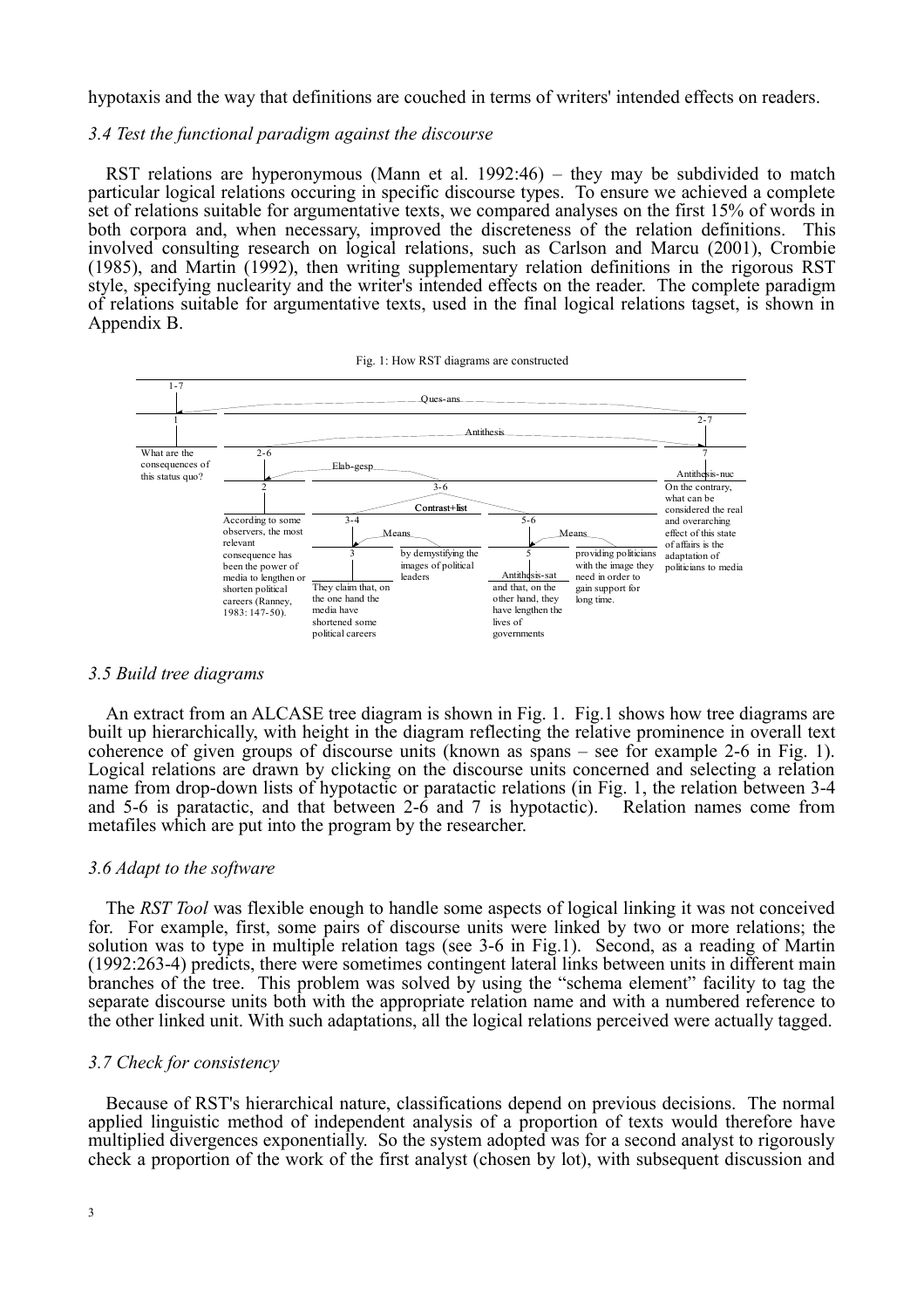hypotaxis and the way that definitions are couched in terms of writers' intended effects on readers.

### *3.4 Test the functional paradigm against the discourse*

RST relations are hyperonymous (Mann et al. 1992:46) – they may be subdivided to match particular logical relations occuring in specific discourse types. To ensure we achieved a complete set of relations suitable for argumentative texts, we compared analyses on the first 15% of words in both corpora and, when necessary, improved the discreteness of the relation definitions. This involved consulting research on logical relations, such as Carlson and Marcu (2001), Crombie (1985), and Martin (1992), then writing supplementary relation definitions in the rigorous RST style, specifying nuclearity and the writer's intended effects on the reader. The complete paradigm of relations suitable for argumentative texts, used in the final logical relations tagset, is shown in Appendix B.

Fig. 1: How RST diagrams are constructed

1-7 — Ques-ans
1: What are the consequences of this status quo?
2-7 — Antithesis
2-6 — Elab-gesp
2: According to some observers, the most relevant consequence has been the power of media to lengthen or shorten political careers (Ranney, 1983: 147-50).
3-6 — Contrast+list
3-4 — Means
3: They claim that, on the one hand the media have shortened some political careers
4: by demystifying the images of political leaders
5-6 — Means
5: Antithesis-sat — and that, on the other hand, they have lengthen the lives of governments
6: providing politicians with the image they need in order to gain support for long time.
7: Antithesis-nuc — On the contrary, what can be considered the real and overarching effect of this state of affairs is the adaptation of politicians to media

### *3.5 Build tree diagrams*

An extract from an ALCASE tree diagram is shown in Fig. 1. Fig.1 shows how tree diagrams are built up hierarchically, with height in the diagram reflecting the relative prominence in overall text coherence of given groups of discourse units (known as spans – see for example 2-6 in Fig. 1). Logical relations are drawn by clicking on the discourse units concerned and selecting a relation name from drop-down lists of hypotactic or paratactic relations (in Fig. 1, the relation between 3-4 and 5-6 is paratactic, and that between 2-6 and 7 is hypotactic). Relation names come from metafiles which are put into the program by the researcher.

### *3.6 Adapt to the software*

The *RST Tool* was flexible enough to handle some aspects of logical linking it was not conceived for. For example, first, some pairs of discourse units were linked by two or more relations; the solution was to type in multiple relation tags (see 3-6 in Fig.1). Second, as a reading of Martin (1992:263-4) predicts, there were sometimes contingent lateral links between units in different main branches of the tree. This problem was solved by using the "schema element" facility to tag the separate discourse units both with the appropriate relation name and with a numbered reference to the other linked unit. With such adaptations, all the logical relations perceived were actually tagged.

### *3.7 Check for consistency*

Because of RST's hierarchical nature, classifications depend on previous decisions. The normal applied linguistic method of independent analysis of a proportion of texts would therefore have multiplied divergences exponentially. So the system adopted was for a second analyst to rigorously check a proportion of the work of the first analyst (chosen by lot), with subsequent discussion and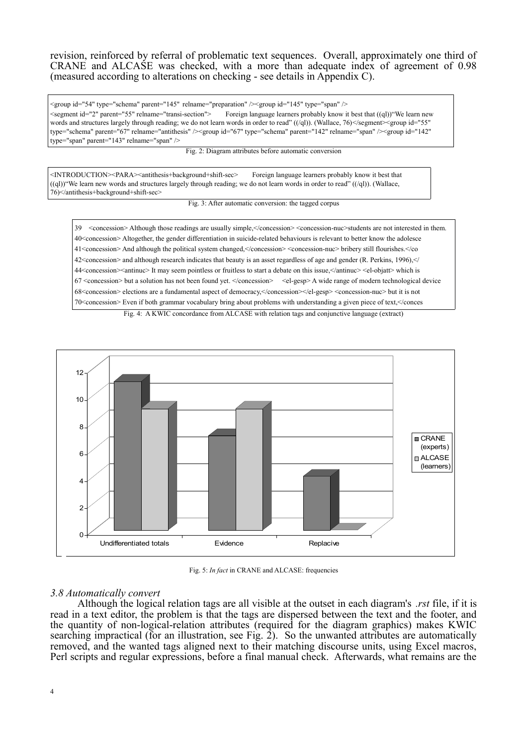revision, reinforced by referral of problematic text sequences. Overall, approximately one third of CRANE and ALCASE was checked, with a more than adequate index of agreement of 0.98 (measured according to alterations on checking - see details in Appendix C).

```
<group id="54" type="schema" parent="145" relname="preparation" /><group id="145" type="span" />
<segment id="2" parent="55" relname="transi-section">      Foreign language learners probably know it best that ((ql))"We learn new words and structures largely through reading; we do not learn words in order to read" ((/ql)). (Wallace, 76)</segment><group id="55" type="schema" parent="67" relname="antithesis" /><group id="67" type="schema" parent="142" relname="span" /><group id="142" type="span" parent="143" relname="span" />
```

Fig. 2: Diagram attributes before automatic conversion

```
<INTRODUCTION><PARA><antithesis+background+shift-sec>      Foreign language learners probably know it best that ((ql))"We learn new words and structures largely through reading; we do not learn words in order to read" ((/ql)). (Wallace, 76)</antithesis+background+shift-sec>
```

Fig. 3: After automatic conversion: the tagged corpus

```
39   <concession> Although those readings are usually simple,</concession> <concession-nuc>students are not interested in them.
40<concession> Altogether, the gender differentiation in suicide-related behaviours is relevant to better know the adolesce
41<concession> And although the political system changed,</concession> <concession-nuc> bribery still flourishes.</co
42<concession> and although research indicates that beauty is an asset regardless of age and gender (R. Perkins, 1996),</
44<concession><antinuc> It may seem pointless or fruitless to start a debate on this issue,</antinuc> <el-objatt> which is
67 <concession> but a solution has not been found yet. </concession>    <el-gesp> A wide range of modern technological device
68<concession> elections are a fundamental aspect of democracy,</concession></el-gesp> <concession-nuc> but it is not
70<concession> Even if both grammar vocabulary bring about problems with understanding a given piece of text,</conces
```

Fig. 4: A KWIC concordance from ALCASE with relation tags and conjunctive language (extract)

| | CRANE (experts) | ALCASE (learners) |
|---|---|---|
| Undifferentiated totals | 11 | 9 |
| Evidence | 7 | 9 |
| Replacive | 4 | 0 |

Fig. 5: *In fact* in CRANE and ALCASE: frequencies

### *3.8 Automatically convert*

Although the logical relation tags are all visible at the outset in each diagram's *.rst* file, if it is read in a text editor, the problem is that the tags are dispersed between the text and the footer, and the quantity of non-logical-relation attributes (required for the diagram graphics) makes KWIC searching impractical (for an illustration, see Fig. 2). So the unwanted attributes are automatically removed, and the wanted tags aligned next to their matching discourse units, using Excel macros, Perl scripts and regular expressions, before a final manual check. Afterwards, what remains are the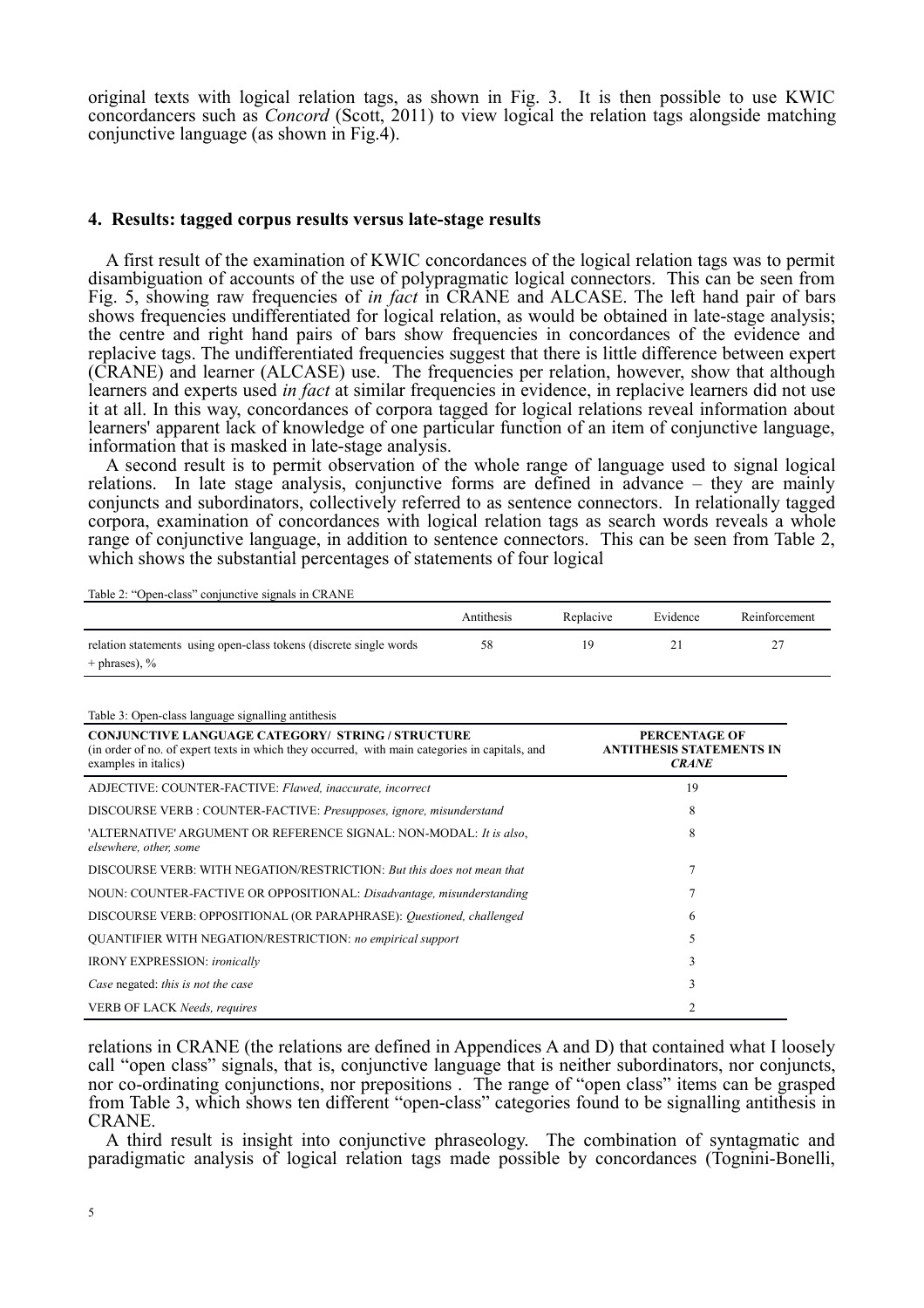original texts with logical relation tags, as shown in Fig. 3. It is then possible to use KWIC concordancers such as *Concord* (Scott, 2011) to view logical the relation tags alongside matching conjunctive language (as shown in Fig.4).

## 4. Results: tagged corpus results versus late-stage results

A first result of the examination of KWIC concordances of the logical relation tags was to permit disambiguation of accounts of the use of polypragmatic logical connectors. This can be seen from Fig. 5, showing raw frequencies of *in fact* in CRANE and ALCASE. The left hand pair of bars shows frequencies undifferentiated for logical relation, as would be obtained in late-stage analysis; the centre and right hand pairs of bars show frequencies in concordances of the evidence and replacive tags. The undifferentiated frequencies suggest that there is little difference between expert (CRANE) and learner (ALCASE) use. The frequencies per relation, however, show that although learners and experts used *in fact* at similar frequencies in evidence, in replacive learners did not use it at all. In this way, concordances of corpora tagged for logical relations reveal information about learners' apparent lack of knowledge of one particular function of an item of conjunctive language, information that is masked in late-stage analysis.

A second result is to permit observation of the whole range of language used to signal logical relations. In late stage analysis, conjunctive forms are defined in advance – they are mainly conjuncts and subordinators, collectively referred to as sentence connectors. In relationally tagged corpora, examination of concordances with logical relation tags as search words reveals a whole range of conjunctive language, in addition to sentence connectors. This can be seen from Table 2, which shows the substantial percentages of statements of four logical relations in CRANE (the relations are defined in Appendices A and D) that contained what I loosely call "open class" signals, that is, conjunctive language that is neither subordinators, nor conjuncts, nor co-ordinating conjunctions, nor prepositions . The range of "open class" items can be grasped from Table 3, which shows ten different "open-class" categories found to be signalling antithesis in CRANE.

Table 2: "Open-class" conjunctive signals in CRANE

| | Antithesis | Replacive | Evidence | Reinforcement |
|---|---|---|---|---|
| relation statements using open-class tokens (discrete single words + phrases), % | 58 | 19 | 21 | 27 |

Table 3: Open-class language signalling antithesis

| **CONJUNCTIVE LANGUAGE CATEGORY/ STRING / STRUCTURE** (in order of no. of expert texts in which they occurred, with main categories in capitals, and examples in italics) | **PERCENTAGE OF ANTITHESIS STATEMENTS IN *CRANE*** |
|---|---|
| ADJECTIVE: COUNTER-FACTIVE: *Flawed, inaccurate, incorrect* | 19 |
| DISCOURSE VERB : COUNTER-FACTIVE: *Presupposes, ignore, misunderstand* | 8 |
| 'ALTERNATIVE' ARGUMENT OR REFERENCE SIGNAL: NON-MODAL: *It is also, elsewhere, other, some* | 8 |
| DISCOURSE VERB: WITH NEGATION/RESTRICTION: *But this does not mean that* | 7 |
| NOUN: COUNTER-FACTIVE OR OPPOSITIONAL: *Disadvantage, misunderstanding* | 7 |
| DISCOURSE VERB: OPPOSITIONAL (OR PARAPHRASE): *Questioned, challenged* | 6 |
| QUANTIFIER WITH NEGATION/RESTRICTION: *no empirical support* | 5 |
| IRONY EXPRESSION: *ironically* | 3 |
| *Case* negated: *this is not the case* | 3 |
| VERB OF LACK *Needs, requires* | 2 |

A third result is insight into conjunctive phraseology. The combination of syntagmatic and paradigmatic analysis of logical relation tags made possible by concordances (Tognini-Bonelli,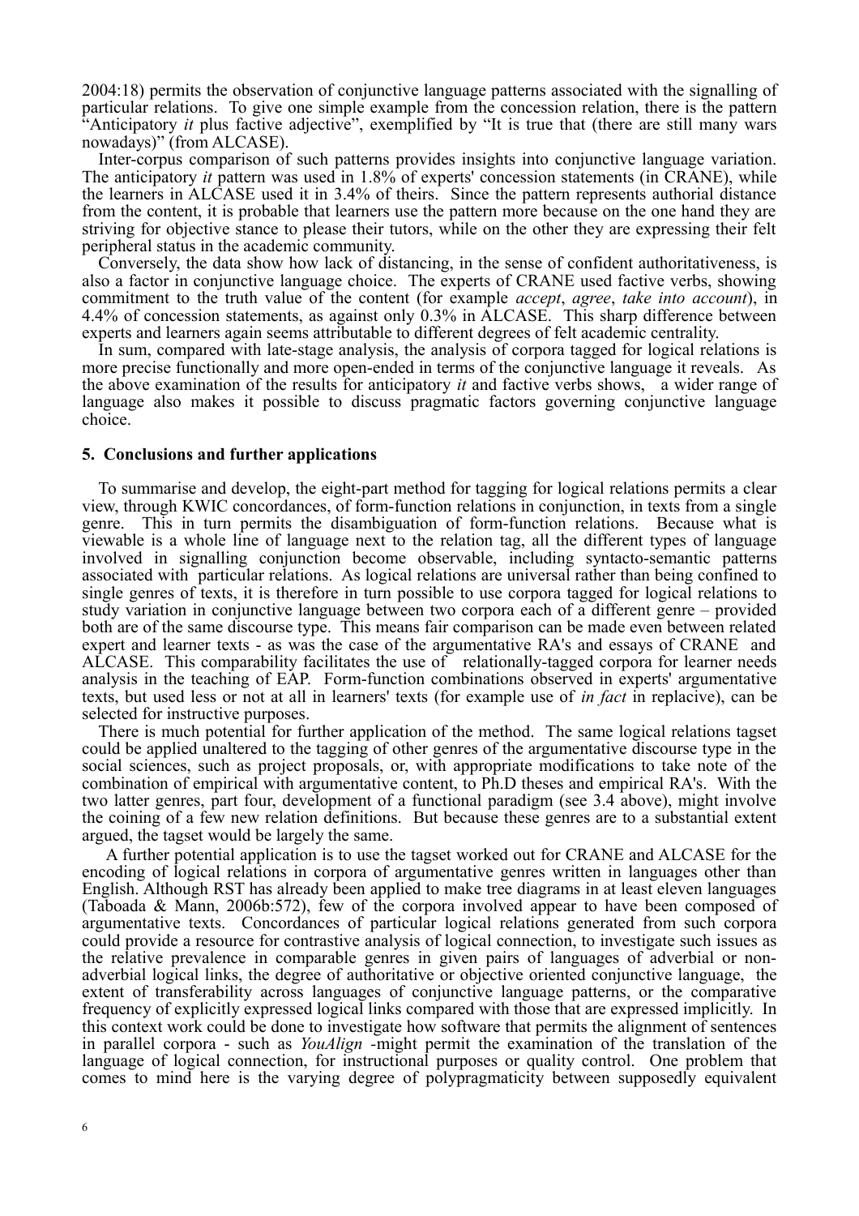2004:18) permits the observation of conjunctive language patterns associated with the signalling of particular relations. To give one simple example from the concession relation, there is the pattern "Anticipatory *it* plus factive adjective", exemplified by "It is true that (there are still many wars nowadays)" (from ALCASE).

Inter-corpus comparison of such patterns provides insights into conjunctive language variation. The anticipatory *it* pattern was used in 1.8% of experts' concession statements (in CRANE), while the learners in ALCASE used it in 3.4% of theirs. Since the pattern represents authorial distance from the content, it is probable that learners use the pattern more because on the one hand they are striving for objective stance to please their tutors, while on the other they are expressing their felt peripheral status in the academic community.

Conversely, the data show how lack of distancing, in the sense of confident authoritativeness, is also a factor in conjunctive language choice. The experts of CRANE used factive verbs, showing commitment to the truth value of the content (for example *accept*, *agree*, *take into account*), in 4.4% of concession statements, as against only 0.3% in ALCASE. This sharp difference between experts and learners again seems attributable to different degrees of felt academic centrality.

In sum, compared with late-stage analysis, the analysis of corpora tagged for logical relations is more precise functionally and more open-ended in terms of the conjunctive language it reveals. As the above examination of the results for anticipatory *it* and factive verbs shows, a wider range of language also makes it possible to discuss pragmatic factors governing conjunctive language choice.

## 5. Conclusions and further applications

To summarise and develop, the eight-part method for tagging for logical relations permits a clear view, through KWIC concordances, of form-function relations in conjunction, in texts from a single genre. This in turn permits the disambiguation of form-function relations. Because what is viewable is a whole line of language next to the relation tag, all the different types of language involved in signalling conjunction become observable, including syntacto-semantic patterns associated with particular relations. As logical relations are universal rather than being confined to single genres of texts, it is therefore in turn possible to use corpora tagged for logical relations to study variation in conjunctive language between two corpora each of a different genre – provided both are of the same discourse type. This means fair comparison can be made even between related expert and learner texts - as was the case of the argumentative RA's and essays of CRANE and ALCASE. This comparability facilitates the use of relationally-tagged corpora for learner needs analysis in the teaching of EAP. Form-function combinations observed in experts' argumentative texts, but used less or not at all in learners' texts (for example use of *in fact* in replacive), can be selected for instructive purposes.

There is much potential for further application of the method. The same logical relations tagset could be applied unaltered to the tagging of other genres of the argumentative discourse type in the social sciences, such as project proposals, or, with appropriate modifications to take note of the combination of empirical with argumentative content, to Ph.D theses and empirical RA's. With the two latter genres, part four, development of a functional paradigm (see 3.4 above), might involve the coining of a few new relation definitions. But because these genres are to a substantial extent argued, the tagset would be largely the same.

A further potential application is to use the tagset worked out for CRANE and ALCASE for the encoding of logical relations in corpora of argumentative genres written in languages other than English. Although RST has already been applied to make tree diagrams in at least eleven languages (Taboada & Mann, 2006b:572), few of the corpora involved appear to have been composed of argumentative texts. Concordances of particular logical relations generated from such corpora could provide a resource for contrastive analysis of logical connection, to investigate such issues as the relative prevalence in comparable genres in given pairs of languages of adverbial or non-adverbial logical links, the degree of authoritative or objective oriented conjunctive language, the extent of transferability across languages of conjunctive language patterns, or the comparative frequency of explicitly expressed logical links compared with those that are expressed implicitly. In this context work could be done to investigate how software that permits the alignment of sentences in parallel corpora - such as *YouAlign* -might permit the examination of the translation of the language of logical connection, for instructional purposes or quality control. One problem that comes to mind here is the varying degree of polypragmaticity between supposedly equivalent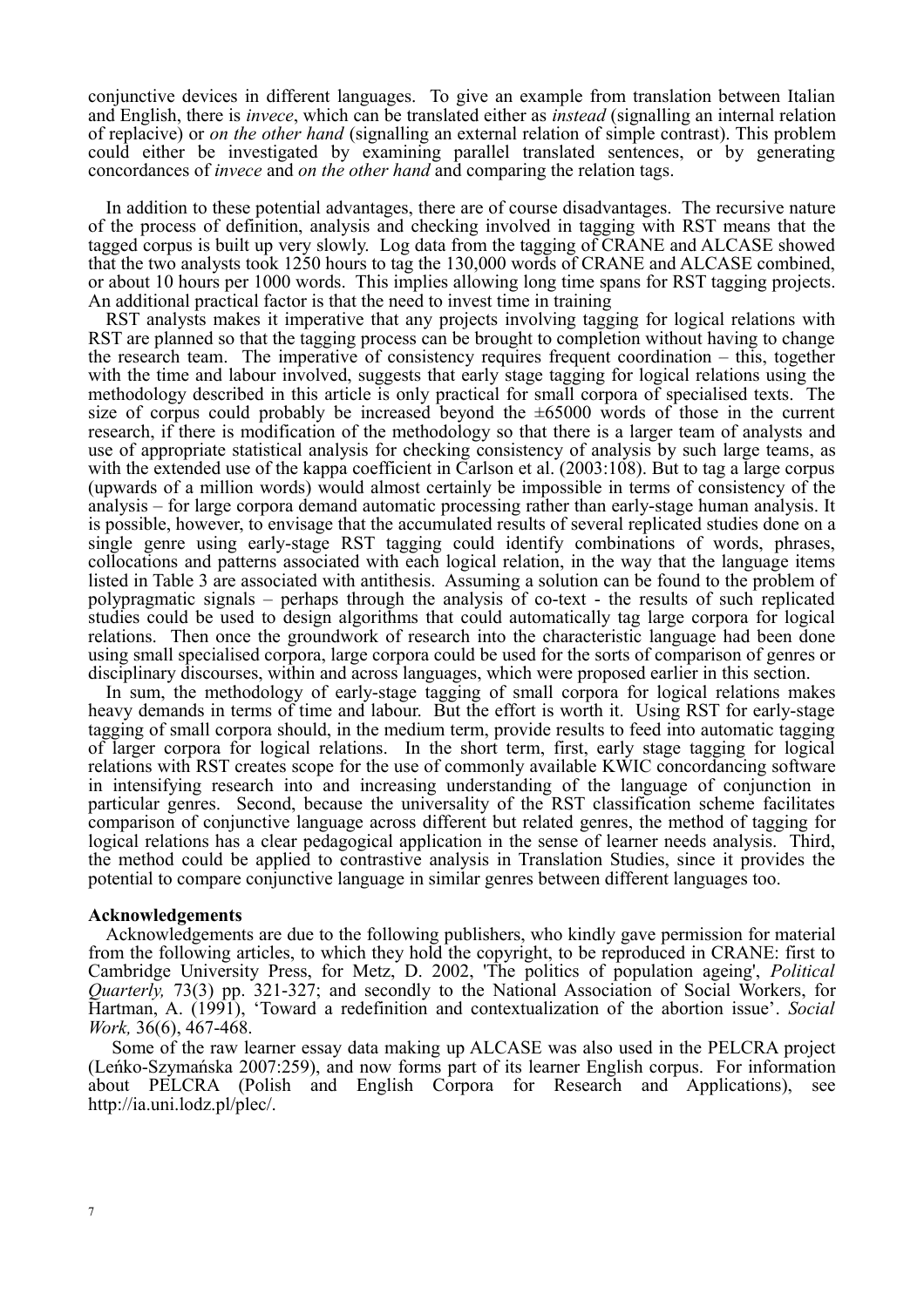conjunctive devices in different languages. To give an example from translation between Italian and English, there is *invece*, which can be translated either as *instead* (signalling an internal relation of replacive) or *on the other hand* (signalling an external relation of simple contrast). This problem could either be investigated by examining parallel translated sentences, or by generating concordances of *invece* and *on the other hand* and comparing the relation tags.

In addition to these potential advantages, there are of course disadvantages. The recursive nature of the process of definition, analysis and checking involved in tagging with RST means that the tagged corpus is built up very slowly. Log data from the tagging of CRANE and ALCASE showed that the two analysts took 1250 hours to tag the 130,000 words of CRANE and ALCASE combined, or about 10 hours per 1000 words. This implies allowing long time spans for RST tagging projects. An additional practical factor is that the need to invest time in training

RST analysts makes it imperative that any projects involving tagging for logical relations with RST are planned so that the tagging process can be brought to completion without having to change the research team. The imperative of consistency requires frequent coordination – this, together with the time and labour involved, suggests that early stage tagging for logical relations using the methodology described in this article is only practical for small corpora of specialised texts. The size of corpus could probably be increased beyond the ±65000 words of those in the current research, if there is modification of the methodology so that there is a larger team of analysts and use of appropriate statistical analysis for checking consistency of analysis by such large teams, as with the extended use of the kappa coefficient in Carlson et al. (2003:108). But to tag a large corpus (upwards of a million words) would almost certainly be impossible in terms of consistency of the analysis – for large corpora demand automatic processing rather than early-stage human analysis. It is possible, however, to envisage that the accumulated results of several replicated studies done on a single genre using early-stage RST tagging could identify combinations of words, phrases, collocations and patterns associated with each logical relation, in the way that the language items listed in Table 3 are associated with antithesis. Assuming a solution can be found to the problem of polypragmatic signals – perhaps through the analysis of co-text - the results of such replicated studies could be used to design algorithms that could automatically tag large corpora for logical relations. Then once the groundwork of research into the characteristic language had been done using small specialised corpora, large corpora could be used for the sorts of comparison of genres or disciplinary discourses, within and across languages, which were proposed earlier in this section.

In sum, the methodology of early-stage tagging of small corpora for logical relations makes heavy demands in terms of time and labour. But the effort is worth it. Using RST for early-stage tagging of small corpora should, in the medium term, provide results to feed into automatic tagging of larger corpora for logical relations. In the short term, first, early stage tagging for logical relations with RST creates scope for the use of commonly available KWIC concordancing software in intensifying research into and increasing understanding of the language of conjunction in particular genres. Second, because the universality of the RST classification scheme facilitates comparison of conjunctive language across different but related genres, the method of tagging for logical relations has a clear pedagogical application in the sense of learner needs analysis. Third, the method could be applied to contrastive analysis in Translation Studies, since it provides the potential to compare conjunctive language in similar genres between different languages too.

**Acknowledgements**

Acknowledgements are due to the following publishers, who kindly gave permission for material from the following articles, to which they hold the copyright, to be reproduced in CRANE: first to Cambridge University Press, for Metz, D. 2002, 'The politics of population ageing', *Political Quarterly,* 73(3) pp. 321-327; and secondly to the National Association of Social Workers, for Hartman, A. (1991), 'Toward a redefinition and contextualization of the abortion issue'. *Social Work,* 36(6), 467-468.

Some of the raw learner essay data making up ALCASE was also used in the PELCRA project (Leńko-Szymańska 2007:259), and now forms part of its learner English corpus. For information about PELCRA (Polish and English Corpora for Research and Applications), see http://ia.uni.lodz.pl/plec/.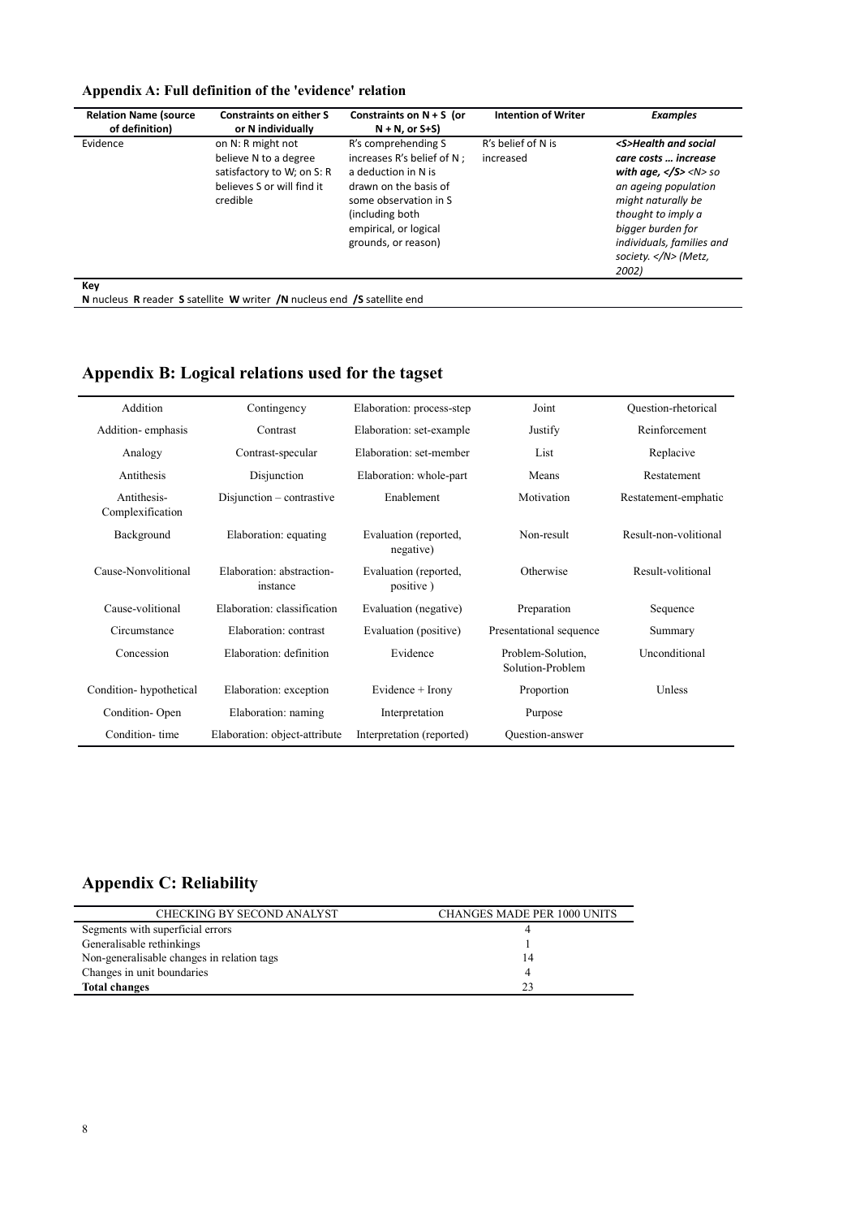## Appendix A: Full definition of the 'evidence' relation

| Relation Name (source of definition) | Constraints on either S or N individually | Constraints on N + S (or N + N, or S+S) | Intention of Writer | *Examples* |
|---|---|---|---|---|
| Evidence | on N: R might not believe N to a degree satisfactory to W; on S: R believes S or will find it credible | R's comprehending S increases R's belief of N ; a deduction in N is drawn on the basis of some observation in S (including both empirical, or logical grounds, or reason) | R's belief of N is increased | ***<S>Health and social care costs … increase with age, </S>*** *<N> so an ageing population might naturally be thought to imply a bigger burden for individuals, families and society. </N> (Metz, 2002)* |

**Key**
**N** nucleus **R** reader **S** satellite **W** writer **/N** nucleus end **/S** satellite end

## Appendix B: Logical relations used for the tagset

| | | | | |
|---|---|---|---|---|
| Addition | Contingency | Elaboration: process-step | Joint | Question-rhetorical |
| Addition- emphasis | Contrast | Elaboration: set-example | Justify | Reinforcement |
| Analogy | Contrast-specular | Elaboration: set-member | List | Replacive |
| Antithesis | Disjunction | Elaboration: whole-part | Means | Restatement |
| Antithesis-Complexification | Disjunction – contrastive | Enablement | Motivation | Restatement-emphatic |
| Background | Elaboration: equating | Evaluation (reported, negative) | Non-result | Result-non-volitional |
| Cause-Nonvolitional | Elaboration: abstraction-instance | Evaluation (reported, positive ) | Otherwise | Result-volitional |
| Cause-volitional | Elaboration: classification | Evaluation (negative) | Preparation | Sequence |
| Circumstance | Elaboration: contrast | Evaluation (positive) | Presentational sequence | Summary |
| Concession | Elaboration: definition | Evidence | Problem-Solution, Solution-Problem | Unconditional |
| Condition- hypothetical | Elaboration: exception | Evidence + Irony | Proportion | Unless |
| Condition- Open | Elaboration: naming | Interpretation | Purpose | |
| Condition- time | Elaboration: object-attribute | Interpretation (reported) | Question-answer | |

## Appendix C: Reliability

| CHECKING BY SECOND ANALYST | CHANGES MADE PER 1000 UNITS |
|---|---|
| Segments with superficial errors | 4 |
| Generalisable rethinkings | 1 |
| Non-generalisable changes in relation tags | 14 |
| Changes in unit boundaries | 4 |
| **Total changes** | 23 |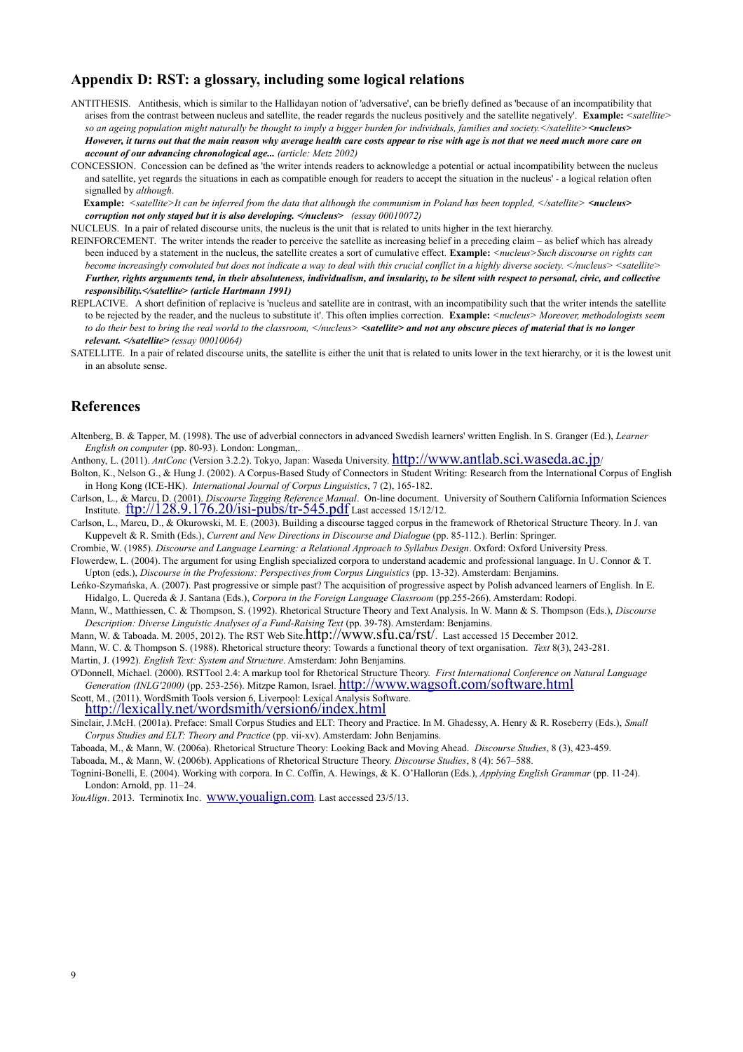## Appendix D: RST: a glossary, including some logical relations

ANTITHESIS. Antithesis, which is similar to the Hallidayan notion of 'adversative', can be briefly defined as 'because of an incompatibility that arises from the contrast between nucleus and satellite, the reader regards the nucleus positively and the satellite negatively'. **Example:** *<satellite> so an ageing population might naturally be thought to imply a bigger burden for individuals, families and society.</satellite>* ***<nucleus> However, it turns out that the main reason why average health care costs appear to rise with age is not that we need much more care on account of our advancing chronological age...*** *(article: Metz 2002)*

CONCESSION. Concession can be defined as 'the writer intends readers to acknowledge a potential or actual incompatibility between the nucleus and satellite, yet regards the situations in each as compatible enough for readers to accept the situation in the nucleus' - a logical relation often signalled by *although*.

**Example:** *<satellite>It can be inferred from the data that although the communism in Poland has been toppled, </satellite>* ***<nucleus> corruption not only stayed but it is also developing. </nucleus>*** *(essay 00010072)*

NUCLEUS. In a pair of related discourse units, the nucleus is the unit that is related to units higher in the text hierarchy.

REINFORCEMENT. The writer intends the reader to perceive the satellite as increasing belief in a preceding claim – as belief which has already been induced by a statement in the nucleus, the satellite creates a sort of cumulative effect. **Example:** *<nucleus>Such discourse on rights can become increasingly convoluted but does not indicate a way to deal with this crucial conflict in a highly diverse society. </nucleus> <satellite>* ***Further, rights arguments tend, in their absoluteness, individualism, and insularity, to be silent with respect to personal, civic, and collective responsibility.</satellite> (article Hartmann 1991)***

REPLACIVE. A short definition of replacive is 'nucleus and satellite are in contrast, with an incompatibility such that the writer intends the satellite to be rejected by the reader, and the nucleus to substitute it'. This often implies correction. **Example:** *<nucleus> Moreover, methodologists seem to do their best to bring the real world to the classroom, </nucleus>* ***<satellite> and not any obscure pieces of material that is no longer relevant. </satellite>*** *(essay 00010064)*

SATELLITE. In a pair of related discourse units, the satellite is either the unit that is related to units lower in the text hierarchy, or it is the lowest unit in an absolute sense.

## References

Altenberg, B. & Tapper, M. (1998). The use of adverbial connectors in advanced Swedish learners' written English. In S. Granger (Ed.), *Learner English on computer* (pp. 80-93). London: Longman,.

Anthony, L. (2011). *AntConc* (Version 3.2.2). Tokyo, Japan: Waseda University. http://www.antlab.sci.waseda.ac.jp/

Bolton, K., Nelson G., & Hung J. (2002). A Corpus-Based Study of Connectors in Student Writing: Research from the International Corpus of English in Hong Kong (ICE-HK). *International Journal of Corpus Linguistics*, 7 (2), 165-182.

Carlson, L., & Marcu, D. (2001). *Discourse Tagging Reference Manual*. On-line document. University of Southern California Information Sciences Institute. ftp://128.9.176.20/isi-pubs/tr-545.pdf Last accessed 15/12/12.

Carlson, L., Marcu, D., & Okurowski, M. E. (2003). Building a discourse tagged corpus in the framework of Rhetorical Structure Theory. In J. van Kuppevelt & R. Smith (Eds.), *Current and New Directions in Discourse and Dialogue* (pp. 85-112.). Berlin: Springer.

Crombie, W. (1985). *Discourse and Language Learning: a Relational Approach to Syllabus Design*. Oxford: Oxford University Press.

Flowerdew, L. (2004). The argument for using English specialized corpora to understand academic and professional language. In U. Connor & T. Upton (eds.), *Discourse in the Professions: Perspectives from Corpus Linguistics* (pp. 13-32). Amsterdam: Benjamins.

Leńko-Szymańska, A. (2007). Past progressive or simple past? The acquisition of progressive aspect by Polish advanced learners of English. In E. Hidalgo, L. Quereda & J. Santana (Eds.), *Corpora in the Foreign Language Classroom* (pp.255-266). Amsterdam: Rodopi.

Mann, W., Matthiessen, C. & Thompson, S. (1992). Rhetorical Structure Theory and Text Analysis. In W. Mann & S. Thompson (Eds.), *Discourse Description: Diverse Linguistic Analyses of a Fund-Raising Text* (pp. 39-78). Amsterdam: Benjamins.

Mann, W. & Taboada. M. 2005, 2012). The RST Web Site.http://www.sfu.ca/rst/. Last accessed 15 December 2012.

Mann, W. C. & Thompson S. (1988). Rhetorical structure theory: Towards a functional theory of text organisation. *Text* 8(3), 243-281.

Martin, J. (1992). *English Text: System and Structure*. Amsterdam: John Benjamins.

O'Donnell, Michael. (2000). RSTTool 2.4: A markup tool for Rhetorical Structure Theory. *First International Conference on Natural Language Generation (INLG'2000)* (pp. 253-256). Mitzpe Ramon, Israel. http://www.wagsoft.com/software.html

Scott, M., (2011). WordSmith Tools version 6, Liverpool: Lexical Analysis Software. http://lexically.net/wordsmith/version6/index.html

Sinclair, J.McH. (2001a). Preface: Small Corpus Studies and ELT: Theory and Practice. In M. Ghadessy, A. Henry & R. Roseberry (Eds.), *Small Corpus Studies and ELT: Theory and Practice* (pp. vii-xv). Amsterdam: John Benjamins.

Taboada, M., & Mann, W. (2006a). Rhetorical Structure Theory: Looking Back and Moving Ahead. *Discourse Studies*, 8 (3), 423-459.

Taboada, M., & Mann, W. (2006b). Applications of Rhetorical Structure Theory. *Discourse Studies*, 8 (4): 567–588.

Tognini-Bonelli, E. (2004). Working with corpora. In C. Coffin, A. Hewings, & K. O'Halloran (Eds.), *Applying English Grammar* (pp. 11-24). London: Arnold, pp. 11–24.

*YouAlign*. 2013. Terminotix Inc. www.youalign.com. Last accessed 23/5/13.